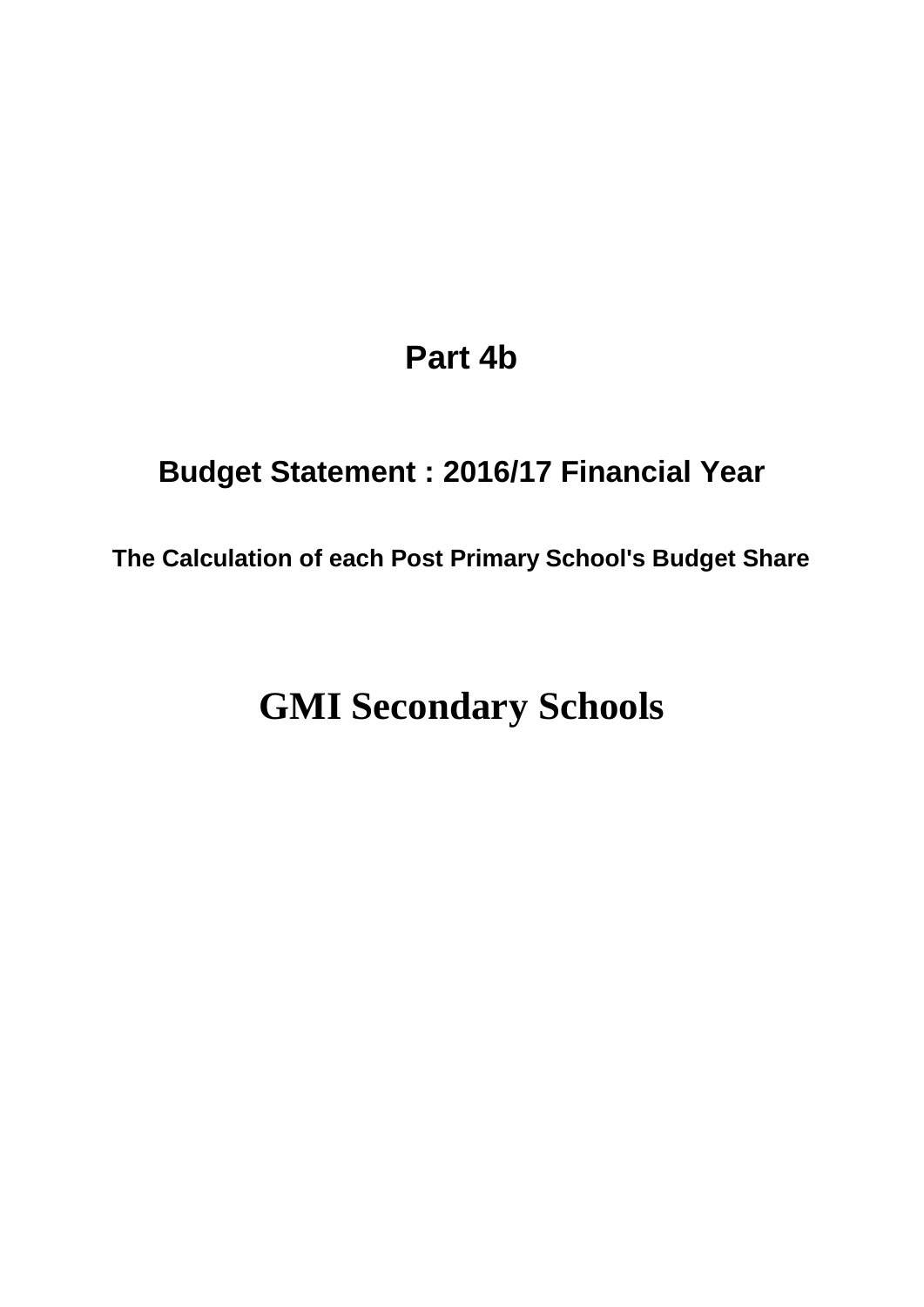# Part 4b

## Budget Statement : 2016/17 Financial Year

### The Calculation of each Post Primary School's Budget Share

# GMI Secondary Schools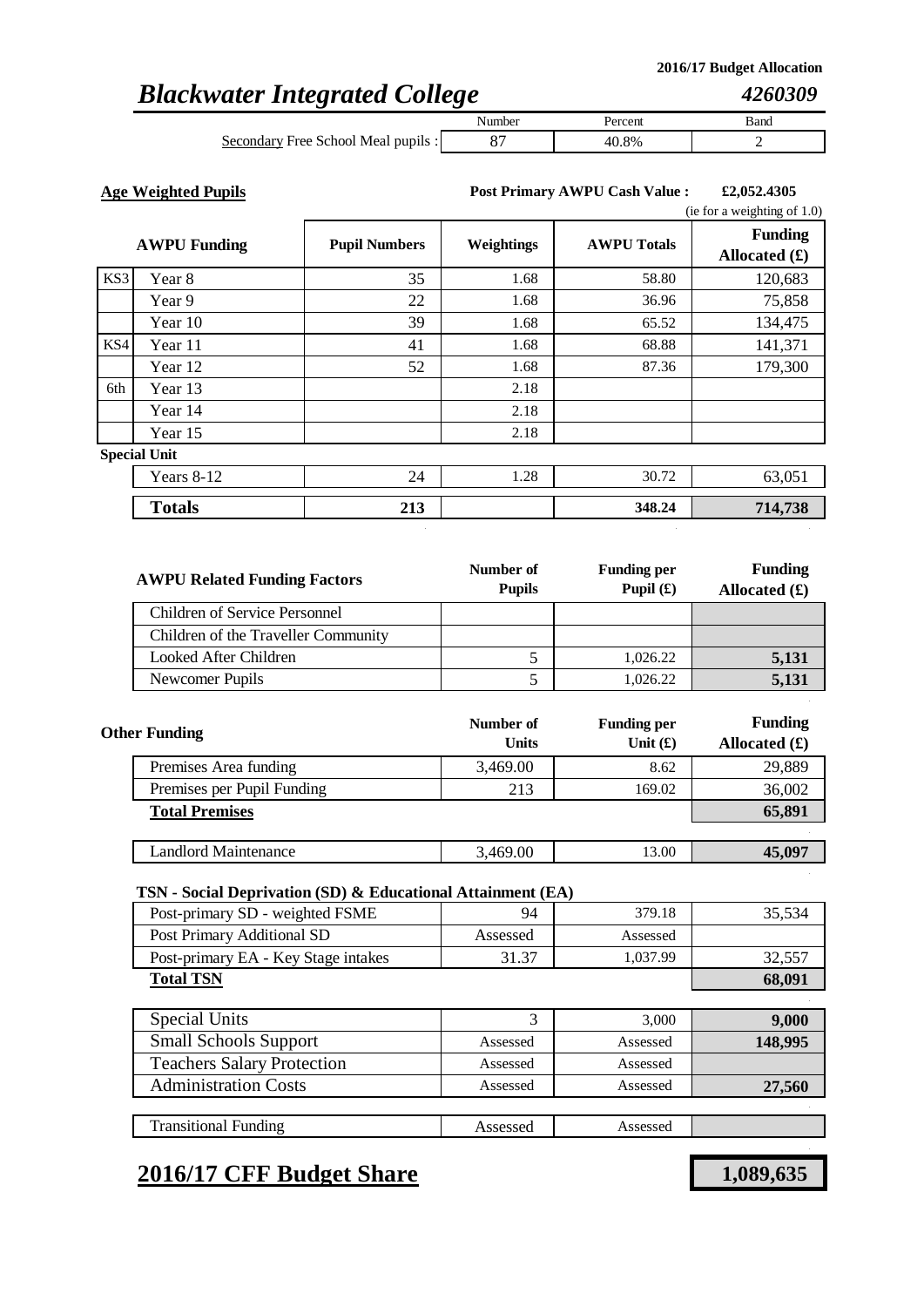2016/17 Budget Allocation

# *Blackwater Integrated College* 

*4260309*

| | Number | Percent | Band |
|---|---|---|---|
| Secondary Free School Meal pupils : | 87 | 40.8% | 2 |

**Age Weighted Pupils**

**Post Primary AWPU Cash Value : £2,052.4305** (ie for a weighting of 1.0)

| | AWPU Funding | Pupil Numbers | Weightings | AWPU Totals | Funding Allocated (£) |
|---|---|---|---|---|---|
| KS3 | Year 8 | 35 | 1.68 | 58.80 | 120,683 |
| | Year 9 | 22 | 1.68 | 36.96 | 75,858 |
| | Year 10 | 39 | 1.68 | 65.52 | 134,475 |
| KS4 | Year 11 | 41 | 1.68 | 68.88 | 141,371 |
| | Year 12 | 52 | 1.68 | 87.36 | 179,300 |
| 6th | Year 13 | | 2.18 | | |
| | Year 14 | | 2.18 | | |
| | Year 15 | | 2.18 | | |
| **Special Unit** | | | | | |
| | Years 8-12 | 24 | 1.28 | 30.72 | 63,051 |
| | **Totals** | **213** | | **348.24** | **714,738** |

| AWPU Related Funding Factors | Number of Pupils | Funding per Pupil (£) | Funding Allocated (£) |
|---|---|---|---|
| Children of Service Personnel | | | |
| Children of the Traveller Community | | | |
| Looked After Children | 5 | 1,026.22 | **5,131** |
| Newcomer Pupils | 5 | 1,026.22 | **5,131** |

| Other Funding | Number of Units | Funding per Unit (£) | Funding Allocated (£) |
|---|---|---|---|
| Premises Area funding | 3,469.00 | 8.62 | 29,889 |
| Premises per Pupil Funding | 213 | 169.02 | 36,002 |
| **Total Premises** | | | **65,891** |
| Landlord Maintenance | 3,469.00 | 13.00 | **45,097** |

**TSN - Social Deprivation (SD) & Educational Attainment (EA)**

| | | | |
|---|---|---|---|
| Post-primary SD - weighted FSME | 94 | 379.18 | 35,534 |
| Post Primary Additional SD | Assessed | Assessed | |
| Post-primary EA - Key Stage intakes | 31.37 | 1,037.99 | 32,557 |
| **Total TSN** | | | **68,091** |

| | | | |
|---|---|---|---|
| Special Units | 3 | 3,000 | **9,000** |
| Small Schools Support | Assessed | Assessed | **148,995** |
| Teachers Salary Protection | Assessed | Assessed | |
| Administration Costs | Assessed | Assessed | **27,560** |
| Transitional Funding | Assessed | Assessed | |

## **2016/17 CFF Budget Share** 

**1,089,635**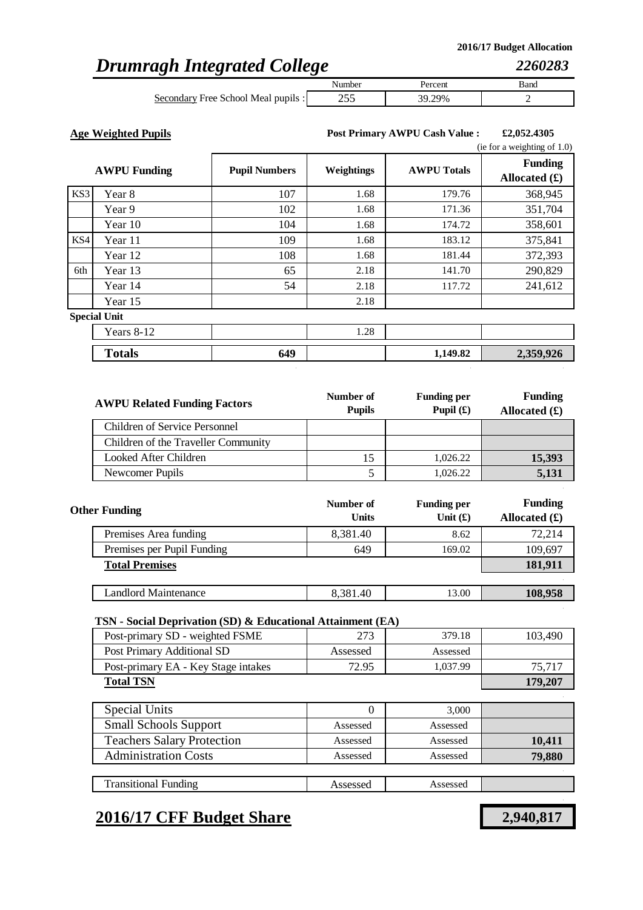2016/17 Budget Allocation

# *Drumragh Integrated College* *2260283*

| | Number | Percent | Band |
|---|---|---|---|
| Secondary Free School Meal pupils : | 255 | 39.29% | 2 |

**Age Weighted Pupils**

**Post Primary AWPU Cash Value : £2,052.4305** (ie for a weighting of 1.0)

| | AWPU Funding | Pupil Numbers | Weightings | AWPU Totals | Funding Allocated (£) |
|---|---|---|---|---|---|
| KS3 | Year 8 | 107 | 1.68 | 179.76 | 368,945 |
| | Year 9 | 102 | 1.68 | 171.36 | 351,704 |
| | Year 10 | 104 | 1.68 | 174.72 | 358,601 |
| KS4 | Year 11 | 109 | 1.68 | 183.12 | 375,841 |
| | Year 12 | 108 | 1.68 | 181.44 | 372,393 |
| 6th | Year 13 | 65 | 2.18 | 141.70 | 290,829 |
| | Year 14 | 54 | 2.18 | 117.72 | 241,612 |
| | Year 15 | | 2.18 | | |
| **Special Unit** | | | | | |
| | Years 8-12 | | 1.28 | | |
| | **Totals** | **649** | | **1,149.82** | **2,359,926** |

| AWPU Related Funding Factors | Number of Pupils | Funding per Pupil (£) | Funding Allocated (£) |
|---|---|---|---|
| Children of Service Personnel | | | |
| Children of the Traveller Community | | | |
| Looked After Children | 15 | 1,026.22 | **15,393** |
| Newcomer Pupils | 5 | 1,026.22 | **5,131** |

| Other Funding | Number of Units | Funding per Unit (£) | Funding Allocated (£) |
|---|---|---|---|
| Premises Area funding | 8,381.40 | 8.62 | 72,214 |
| Premises per Pupil Funding | 649 | 169.02 | 109,697 |
| **Total Premises** | | | **181,911** |
| Landlord Maintenance | 8,381.40 | 13.00 | **108,958** |

**TSN - Social Deprivation (SD) & Educational Attainment (EA)**

| | | | |
|---|---|---|---|
| Post-primary SD - weighted FSME | 273 | 379.18 | 103,490 |
| Post Primary Additional SD | Assessed | Assessed | |
| Post-primary EA - Key Stage intakes | 72.95 | 1,037.99 | 75,717 |
| **Total TSN** | | | **179,207** |

| | | | |
|---|---|---|---|
| Special Units | 0 | 3,000 | |
| Small Schools Support | Assessed | Assessed | |
| Teachers Salary Protection | Assessed | Assessed | **10,411** |
| Administration Costs | Assessed | Assessed | **79,880** |
| Transitional Funding | Assessed | Assessed | |

## **2016/17 CFF Budget Share** **2,940,817**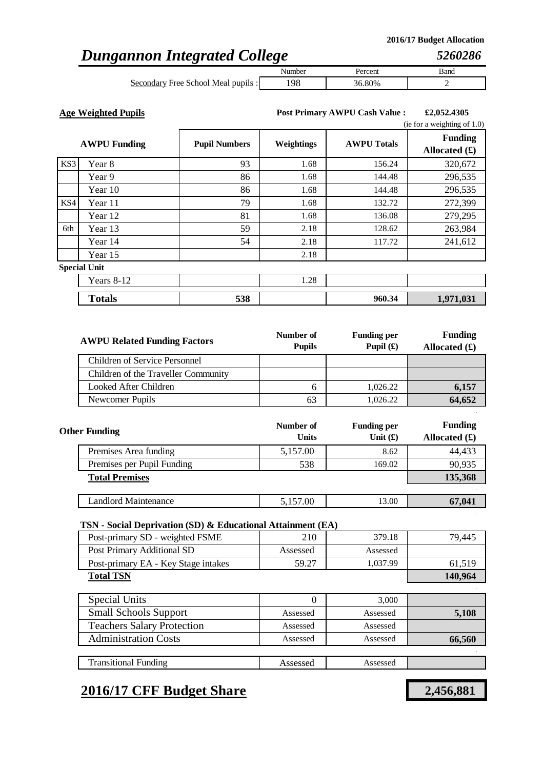2016/17 Budget Allocation

# *Dungannon Integrated College* *5260286*

| | Number | Percent | Band |
|---|---|---|---|
| Secondary Free School Meal pupils : | 198 | 36.80% | 2 |

**Age Weighted Pupils**

**Post Primary AWPU Cash Value : £2,052.4305** (ie for a weighting of 1.0)

| | AWPU Funding | Pupil Numbers | Weightings | AWPU Totals | Funding Allocated (£) |
|---|---|---|---|---|---|
| KS3 | Year 8 | 93 | 1.68 | 156.24 | 320,672 |
| | Year 9 | 86 | 1.68 | 144.48 | 296,535 |
| | Year 10 | 86 | 1.68 | 144.48 | 296,535 |
| KS4 | Year 11 | 79 | 1.68 | 132.72 | 272,399 |
| | Year 12 | 81 | 1.68 | 136.08 | 279,295 |
| 6th | Year 13 | 59 | 2.18 | 128.62 | 263,984 |
| | Year 14 | 54 | 2.18 | 117.72 | 241,612 |
| | Year 15 | | 2.18 | | |
| **Special Unit** | | | | | |
| | Years 8-12 | | 1.28 | | |
| | **Totals** | **538** | | **960.34** | **1,971,031** |

| AWPU Related Funding Factors | Number of Pupils | Funding per Pupil (£) | Funding Allocated (£) |
|---|---|---|---|
| Children of Service Personnel | | | |
| Children of the Traveller Community | | | |
| Looked After Children | 6 | 1,026.22 | **6,157** |
| Newcomer Pupils | 63 | 1,026.22 | **64,652** |

| Other Funding | Number of Units | Funding per Unit (£) | Funding Allocated (£) |
|---|---|---|---|
| Premises Area funding | 5,157.00 | 8.62 | 44,433 |
| Premises per Pupil Funding | 538 | 169.02 | 90,935 |
| **Total Premises** | | | **135,368** |
| Landlord Maintenance | 5,157.00 | 13.00 | **67,041** |

**TSN - Social Deprivation (SD) & Educational Attainment (EA)**

| | | | |
|---|---|---|---|
| Post-primary SD - weighted FSME | 210 | 379.18 | 79,445 |
| Post Primary Additional SD | Assessed | Assessed | |
| Post-primary EA - Key Stage intakes | 59.27 | 1,037.99 | 61,519 |
| **Total TSN** | | | **140,964** |

| | | | |
|---|---|---|---|
| Special Units | 0 | 3,000 | |
| Small Schools Support | Assessed | Assessed | **5,108** |
| Teachers Salary Protection | Assessed | Assessed | |
| Administration Costs | Assessed | Assessed | **66,560** |
| Transitional Funding | Assessed | Assessed | |

## **2016/17 CFF Budget Share** **2,456,881**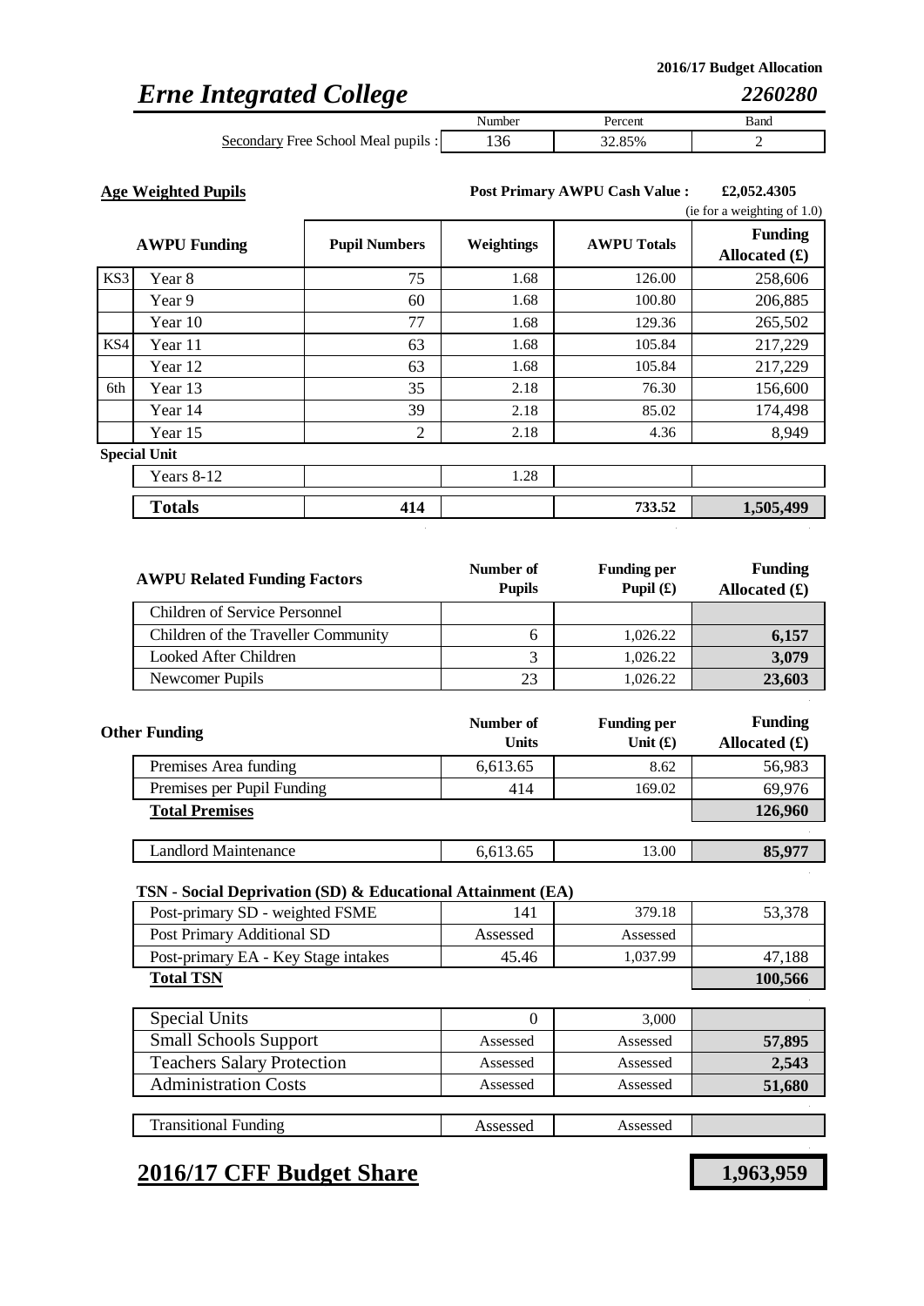**2016/17 Budget Allocation**

# *Erne Integrated College*

*2260280*

| | Number | Percent | Band |
|---|---|---|---|
| Secondary Free School Meal pupils : | 136 | 32.85% | 2 |

**Age Weighted Pupils**

**Post Primary AWPU Cash Value :** **£2,052.4305** (ie for a weighting of 1.0)

| | AWPU Funding | Pupil Numbers | Weightings | AWPU Totals | Funding Allocated (£) |
|---|---|---|---|---|---|
| KS3 | Year 8 | 75 | 1.68 | 126.00 | 258,606 |
| | Year 9 | 60 | 1.68 | 100.80 | 206,885 |
| | Year 10 | 77 | 1.68 | 129.36 | 265,502 |
| KS4 | Year 11 | 63 | 1.68 | 105.84 | 217,229 |
| | Year 12 | 63 | 1.68 | 105.84 | 217,229 |
| 6th | Year 13 | 35 | 2.18 | 76.30 | 156,600 |
| | Year 14 | 39 | 2.18 | 85.02 | 174,498 |
| | Year 15 | 2 | 2.18 | 4.36 | 8,949 |
| Special Unit | | | | | |
| | Years 8-12 | | 1.28 | | |
| | **Totals** | **414** | | **733.52** | **1,505,499** |

| AWPU Related Funding Factors | Number of Pupils | Funding per Pupil (£) | Funding Allocated (£) |
|---|---|---|---|
| Children of Service Personnel | | | |
| Children of the Traveller Community | 6 | 1,026.22 | **6,157** |
| Looked After Children | 3 | 1,026.22 | **3,079** |
| Newcomer Pupils | 23 | 1,026.22 | **23,603** |

| Other Funding | Number of Units | Funding per Unit (£) | Funding Allocated (£) |
|---|---|---|---|
| Premises Area funding | 6,613.65 | 8.62 | 56,983 |
| Premises per Pupil Funding | 414 | 169.02 | 69,976 |
| **Total Premises** | | | **126,960** |
| Landlord Maintenance | 6,613.65 | 13.00 | **85,977** |

**TSN - Social Deprivation (SD) & Educational Attainment (EA)**

| | | | |
|---|---|---|---|
| Post-primary SD - weighted FSME | 141 | 379.18 | 53,378 |
| Post Primary Additional SD | Assessed | Assessed | |
| Post-primary EA - Key Stage intakes | 45.46 | 1,037.99 | 47,188 |
| **Total TSN** | | | **100,566** |

| | | | |
|---|---|---|---|
| Special Units | 0 | 3,000 | |
| Small Schools Support | Assessed | Assessed | **57,895** |
| Teachers Salary Protection | Assessed | Assessed | **2,543** |
| Administration Costs | Assessed | Assessed | **51,680** |
| Transitional Funding | Assessed | Assessed | |

## **2016/17 CFF Budget Share** **1,963,959**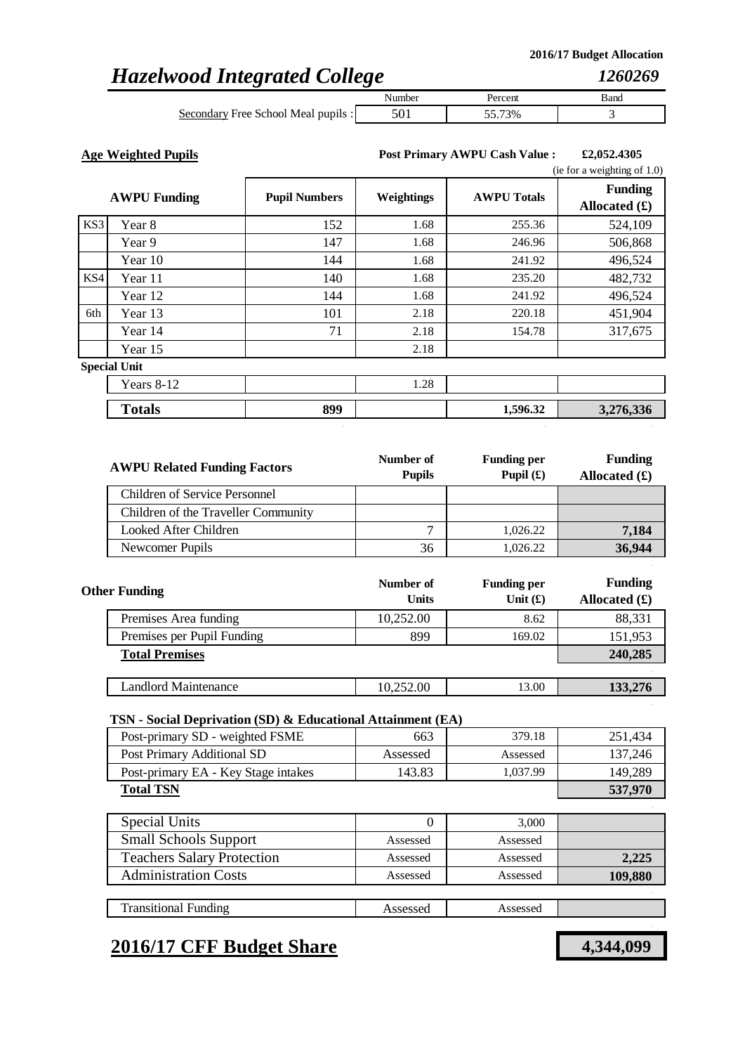2016/17 Budget Allocation

# *Hazelwood Integrated College* *1260269*

| | Number | Percent | Band |
|---|---|---|---|
| Secondary Free School Meal pupils : | 501 | 55.73% | 3 |

**Age Weighted Pupils**

**Post Primary AWPU Cash Value : £2,052.4305**
(ie for a weighting of 1.0)

| | AWPU Funding | Pupil Numbers | Weightings | AWPU Totals | Funding Allocated (£) |
|---|---|---|---|---|---|
| KS3 | Year 8 | 152 | 1.68 | 255.36 | 524,109 |
| | Year 9 | 147 | 1.68 | 246.96 | 506,868 |
| | Year 10 | 144 | 1.68 | 241.92 | 496,524 |
| KS4 | Year 11 | 140 | 1.68 | 235.20 | 482,732 |
| | Year 12 | 144 | 1.68 | 241.92 | 496,524 |
| 6th | Year 13 | 101 | 2.18 | 220.18 | 451,904 |
| | Year 14 | 71 | 2.18 | 154.78 | 317,675 |
| | Year 15 | | 2.18 | | |
| Special Unit | | | | | |
| | Years 8-12 | | 1.28 | | |
| | **Totals** | **899** | | **1,596.32** | **3,276,336** |

| AWPU Related Funding Factors | Number of Pupils | Funding per Pupil (£) | Funding Allocated (£) |
|---|---|---|---|
| Children of Service Personnel | | | |
| Children of the Traveller Community | | | |
| Looked After Children | 7 | 1,026.22 | **7,184** |
| Newcomer Pupils | 36 | 1,026.22 | **36,944** |

| Other Funding | Number of Units | Funding per Unit (£) | Funding Allocated (£) |
|---|---|---|---|
| Premises Area funding | 10,252.00 | 8.62 | 88,331 |
| Premises per Pupil Funding | 899 | 169.02 | 151,953 |
| **Total Premises** | | | **240,285** |
| Landlord Maintenance | 10,252.00 | 13.00 | **133,276** |

**TSN - Social Deprivation (SD) & Educational Attainment (EA)**

| | | | |
|---|---|---|---|
| Post-primary SD - weighted FSME | 663 | 379.18 | 251,434 |
| Post Primary Additional SD | Assessed | Assessed | 137,246 |
| Post-primary EA - Key Stage intakes | 143.83 | 1,037.99 | 149,289 |
| **Total TSN** | | | **537,970** |

| | | | |
|---|---|---|---|
| Special Units | 0 | 3,000 | |
| Small Schools Support | Assessed | Assessed | |
| Teachers Salary Protection | Assessed | Assessed | **2,225** |
| Administration Costs | Assessed | Assessed | **109,880** |
| Transitional Funding | Assessed | Assessed | |

## **2016/17 CFF Budget Share** **4,344,099**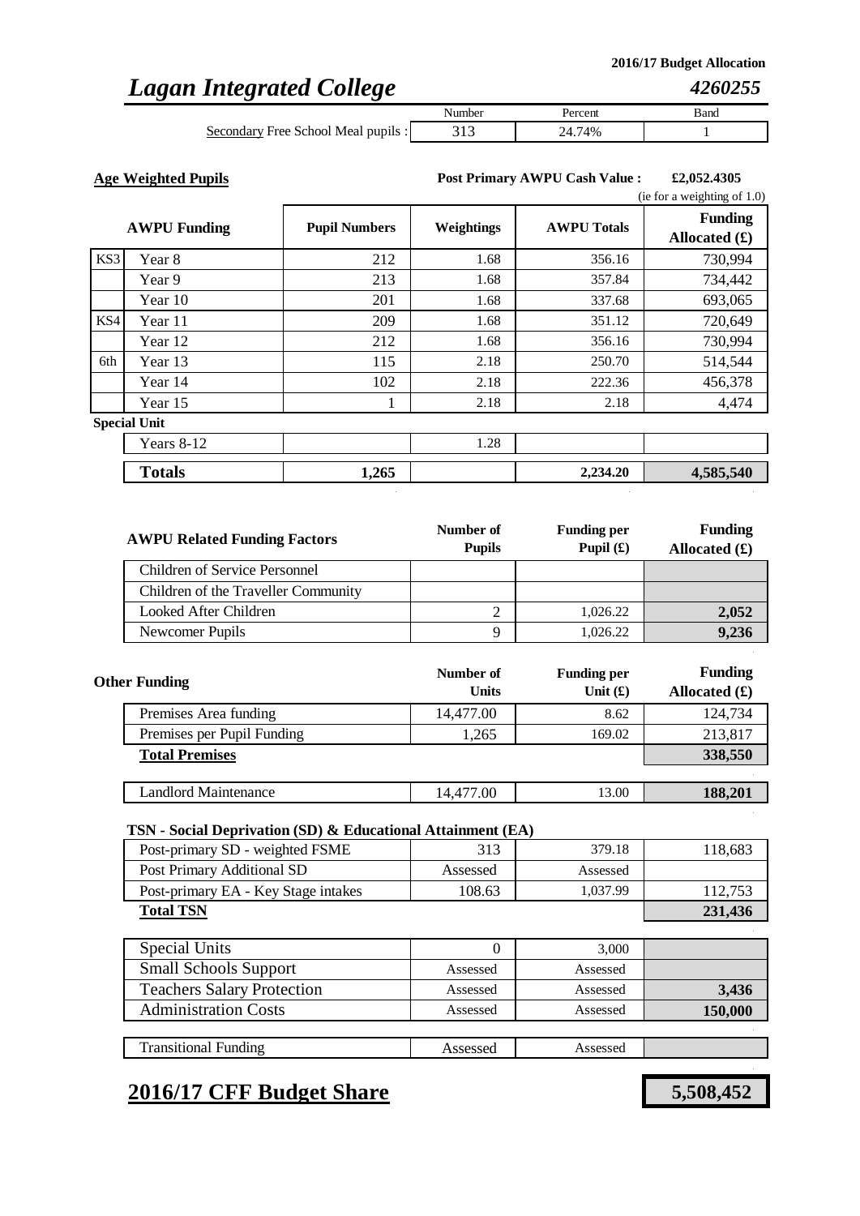2016/17 Budget Allocation

# *Lagan Integrated College* *4260255*

| | Number | Percent | Band |
|---|---|---|---|
| Secondary Free School Meal pupils : | 313 | 24.74% | 1 |

**Age Weighted Pupils**

**Post Primary AWPU Cash Value : £2,052.4305**
(ie for a weighting of 1.0)

| | AWPU Funding | Pupil Numbers | Weightings | AWPU Totals | Funding Allocated (£) |
|---|---|---|---|---|---|
| KS3 | Year 8 | 212 | 1.68 | 356.16 | 730,994 |
| | Year 9 | 213 | 1.68 | 357.84 | 734,442 |
| | Year 10 | 201 | 1.68 | 337.68 | 693,065 |
| KS4 | Year 11 | 209 | 1.68 | 351.12 | 720,649 |
| | Year 12 | 212 | 1.68 | 356.16 | 730,994 |
| 6th | Year 13 | 115 | 2.18 | 250.70 | 514,544 |
| | Year 14 | 102 | 2.18 | 222.36 | 456,378 |
| | Year 15 | 1 | 2.18 | 2.18 | 4,474 |
| Special Unit | | | | | |
| | Years 8-12 | | 1.28 | | |
| | **Totals** | **1,265** | | **2,234.20** | **4,585,540** |

| AWPU Related Funding Factors | Number of Pupils | Funding per Pupil (£) | Funding Allocated (£) |
|---|---|---|---|
| Children of Service Personnel | | | |
| Children of the Traveller Community | | | |
| Looked After Children | 2 | 1,026.22 | **2,052** |
| Newcomer Pupils | 9 | 1,026.22 | **9,236** |

| Other Funding | Number of Units | Funding per Unit (£) | Funding Allocated (£) |
|---|---|---|---|
| Premises Area funding | 14,477.00 | 8.62 | 124,734 |
| Premises per Pupil Funding | 1,265 | 169.02 | 213,817 |
| **Total Premises** | | | **338,550** |
| Landlord Maintenance | 14,477.00 | 13.00 | **188,201** |

**TSN - Social Deprivation (SD) & Educational Attainment (EA)**

| | | | |
|---|---|---|---|
| Post-primary SD - weighted FSME | 313 | 379.18 | 118,683 |
| Post Primary Additional SD | Assessed | Assessed | |
| Post-primary EA - Key Stage intakes | 108.63 | 1,037.99 | 112,753 |
| **Total TSN** | | | **231,436** |

| | | | |
|---|---|---|---|
| Special Units | 0 | 3,000 | |
| Small Schools Support | Assessed | Assessed | |
| Teachers Salary Protection | Assessed | Assessed | **3,436** |
| Administration Costs | Assessed | Assessed | **150,000** |
| Transitional Funding | Assessed | Assessed | |

## **2016/17 CFF Budget Share** **5,508,452**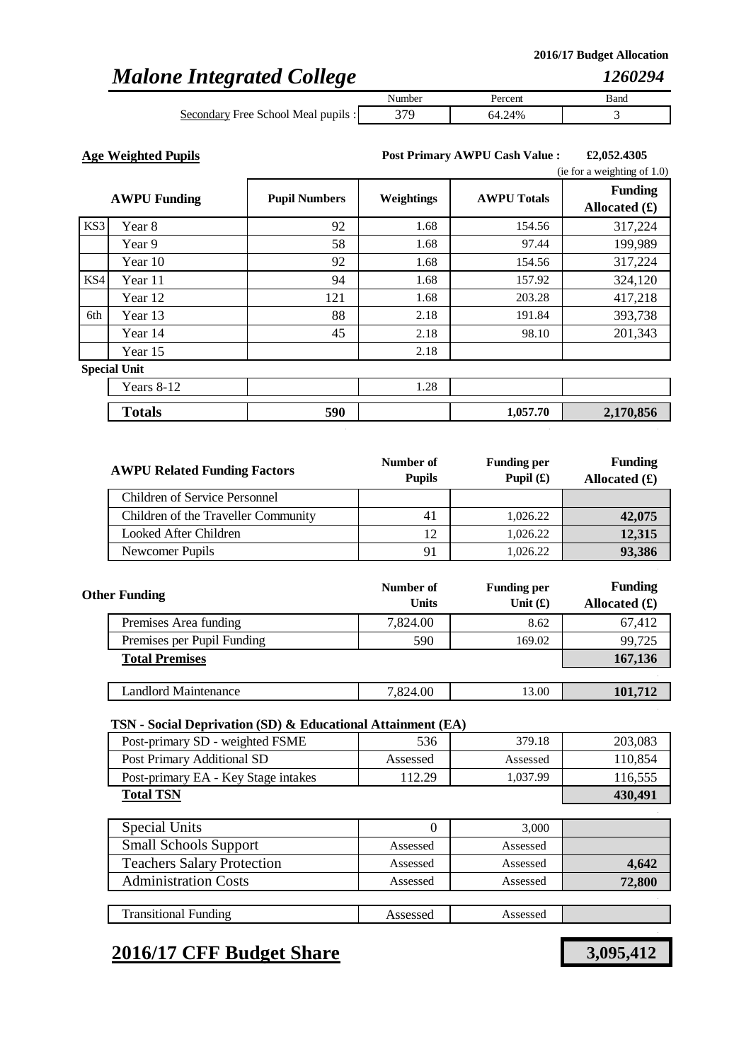**2016/17 Budget Allocation**

# *Malone Integrated College* — *1260294*

| | Number | Percent | Band |
|---|---|---|---|
| Secondary Free School Meal pupils : | 379 | 64.24% | 3 |

**Age Weighted Pupils**

**Post Primary AWPU Cash Value : £2,052.4305** (ie for a weighting of 1.0)

| | AWPU Funding | Pupil Numbers | Weightings | AWPU Totals | Funding Allocated (£) |
|---|---|---|---|---|---|
| KS3 | Year 8 | 92 | 1.68 | 154.56 | 317,224 |
| | Year 9 | 58 | 1.68 | 97.44 | 199,989 |
| | Year 10 | 92 | 1.68 | 154.56 | 317,224 |
| KS4 | Year 11 | 94 | 1.68 | 157.92 | 324,120 |
| | Year 12 | 121 | 1.68 | 203.28 | 417,218 |
| 6th | Year 13 | 88 | 2.18 | 191.84 | 393,738 |
| | Year 14 | 45 | 2.18 | 98.10 | 201,343 |
| | Year 15 | | 2.18 | | |
| Special Unit | | | | | |
| | Years 8-12 | | 1.28 | | |
| | **Totals** | **590** | | **1,057.70** | **2,170,856** |

| AWPU Related Funding Factors | Number of Pupils | Funding per Pupil (£) | Funding Allocated (£) |
|---|---|---|---|
| Children of Service Personnel | | | |
| Children of the Traveller Community | 41 | 1,026.22 | **42,075** |
| Looked After Children | 12 | 1,026.22 | **12,315** |
| Newcomer Pupils | 91 | 1,026.22 | **93,386** |

| Other Funding | Number of Units | Funding per Unit (£) | Funding Allocated (£) |
|---|---|---|---|
| Premises Area funding | 7,824.00 | 8.62 | 67,412 |
| Premises per Pupil Funding | 590 | 169.02 | 99,725 |
| **Total Premises** | | | **167,136** |
| Landlord Maintenance | 7,824.00 | 13.00 | **101,712** |

**TSN - Social Deprivation (SD) & Educational Attainment (EA)**

| | | | |
|---|---|---|---|
| Post-primary SD - weighted FSME | 536 | 379.18 | 203,083 |
| Post Primary Additional SD | Assessed | Assessed | 110,854 |
| Post-primary EA - Key Stage intakes | 112.29 | 1,037.99 | 116,555 |
| **Total TSN** | | | **430,491** |

| | | | |
|---|---|---|---|
| Special Units | 0 | 3,000 | |
| Small Schools Support | Assessed | Assessed | |
| Teachers Salary Protection | Assessed | Assessed | **4,642** |
| Administration Costs | Assessed | Assessed | **72,800** |
| Transitional Funding | Assessed | Assessed | |

## **2016/17 CFF Budget Share** — **3,095,412**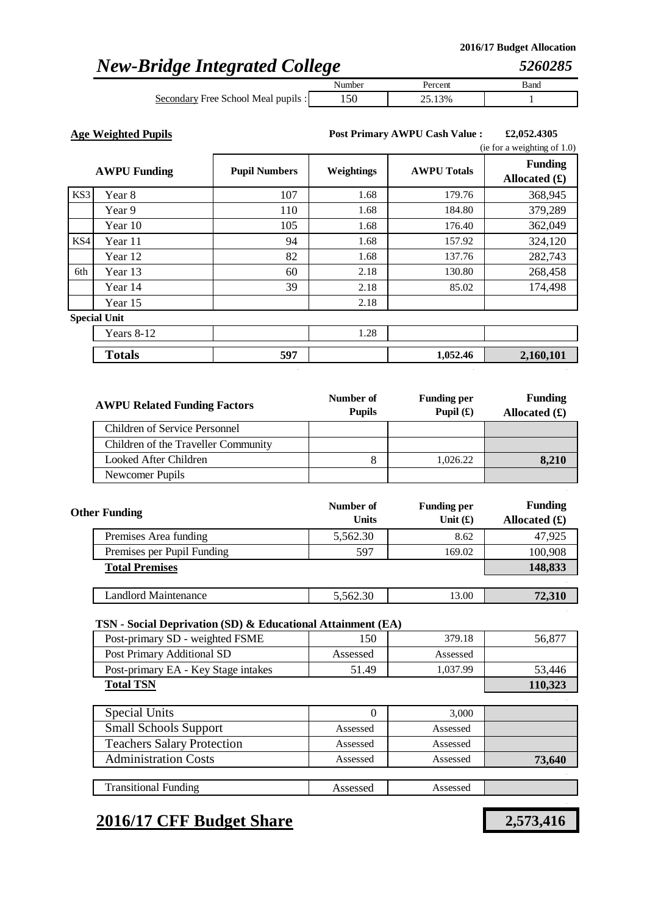2016/17 Budget Allocation

# *New-Bridge Integrated College* — *5260285*

| | Number | Percent | Band |
|---|---|---|---|
| Secondary Free School Meal pupils : | 150 | 25.13% | 1 |

**Age Weighted Pupils**

**Post Primary AWPU Cash Value : £2,052.4305** (ie for a weighting of 1.0)

| | AWPU Funding | Pupil Numbers | Weightings | AWPU Totals | Funding Allocated (£) |
|---|---|---|---|---|---|
| KS3 | Year 8 | 107 | 1.68 | 179.76 | 368,945 |
| | Year 9 | 110 | 1.68 | 184.80 | 379,289 |
| | Year 10 | 105 | 1.68 | 176.40 | 362,049 |
| KS4 | Year 11 | 94 | 1.68 | 157.92 | 324,120 |
| | Year 12 | 82 | 1.68 | 137.76 | 282,743 |
| 6th | Year 13 | 60 | 2.18 | 130.80 | 268,458 |
| | Year 14 | 39 | 2.18 | 85.02 | 174,498 |
| | Year 15 | | 2.18 | | |
| Special Unit | | | | | |
| | Years 8-12 | | 1.28 | | |
| | **Totals** | **597** | | **1,052.46** | **2,160,101** |

| AWPU Related Funding Factors | Number of Pupils | Funding per Pupil (£) | Funding Allocated (£) |
|---|---|---|---|
| Children of Service Personnel | | | |
| Children of the Traveller Community | | | |
| Looked After Children | 8 | 1,026.22 | **8,210** |
| Newcomer Pupils | | | |

| Other Funding | Number of Units | Funding per Unit (£) | Funding Allocated (£) |
|---|---|---|---|
| Premises Area funding | 5,562.30 | 8.62 | 47,925 |
| Premises per Pupil Funding | 597 | 169.02 | 100,908 |
| **Total Premises** | | | **148,833** |
| Landlord Maintenance | 5,562.30 | 13.00 | **72,310** |

**TSN - Social Deprivation (SD) & Educational Attainment (EA)**

| | | | |
|---|---|---|---|
| Post-primary SD - weighted FSME | 150 | 379.18 | 56,877 |
| Post Primary Additional SD | Assessed | Assessed | |
| Post-primary EA - Key Stage intakes | 51.49 | 1,037.99 | 53,446 |
| **Total TSN** | | | **110,323** |

| | | | |
|---|---|---|---|
| Special Units | 0 | 3,000 | |
| Small Schools Support | Assessed | Assessed | |
| Teachers Salary Protection | Assessed | Assessed | |
| Administration Costs | Assessed | Assessed | **73,640** |
| Transitional Funding | Assessed | Assessed | |

## 2016/17 CFF Budget Share — **2,573,416**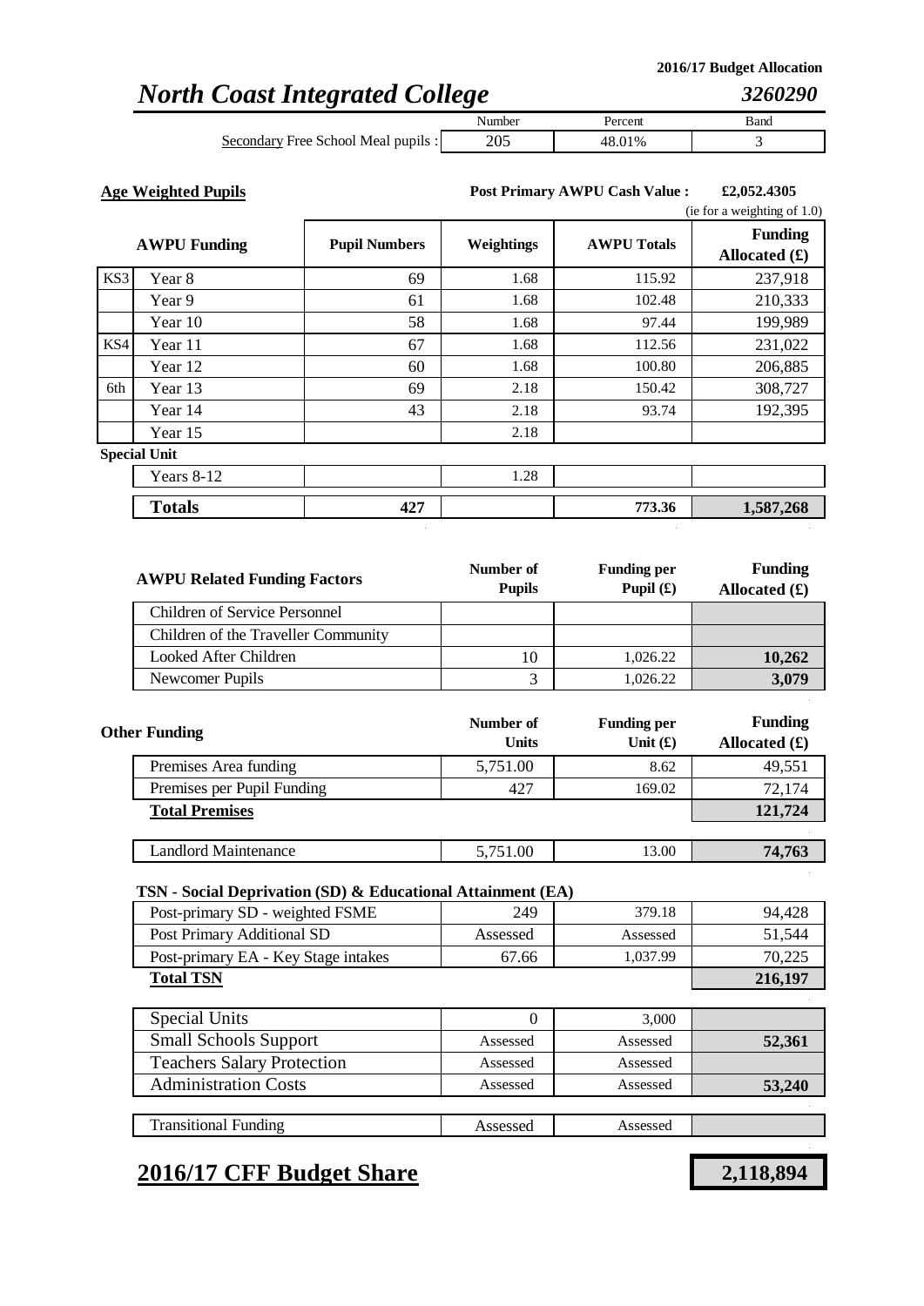2016/17 Budget Allocation

# *North Coast Integrated College*

*3260290*

| | Number | Percent | Band |
|---|---|---|---|
| Secondary Free School Meal pupils : | 205 | 48.01% | 3 |

**Age Weighted Pupils**

**Post Primary AWPU Cash Value : £2,052.4305**
(ie for a weighting of 1.0)

| | AWPU Funding | Pupil Numbers | Weightings | AWPU Totals | Funding Allocated (£) |
|---|---|---|---|---|---|
| KS3 | Year 8 | 69 | 1.68 | 115.92 | 237,918 |
| | Year 9 | 61 | 1.68 | 102.48 | 210,333 |
| | Year 10 | 58 | 1.68 | 97.44 | 199,989 |
| KS4 | Year 11 | 67 | 1.68 | 112.56 | 231,022 |
| | Year 12 | 60 | 1.68 | 100.80 | 206,885 |
| 6th | Year 13 | 69 | 2.18 | 150.42 | 308,727 |
| | Year 14 | 43 | 2.18 | 93.74 | 192,395 |
| | Year 15 | | 2.18 | | |
| Special Unit | | | | | |
| | Years 8-12 | | 1.28 | | |
| | **Totals** | **427** | | **773.36** | **1,587,268** |

| AWPU Related Funding Factors | Number of Pupils | Funding per Pupil (£) | Funding Allocated (£) |
|---|---|---|---|
| Children of Service Personnel | | | |
| Children of the Traveller Community | | | |
| Looked After Children | 10 | 1,026.22 | **10,262** |
| Newcomer Pupils | 3 | 1,026.22 | **3,079** |

| Other Funding | Number of Units | Funding per Unit (£) | Funding Allocated (£) |
|---|---|---|---|
| Premises Area funding | 5,751.00 | 8.62 | 49,551 |
| Premises per Pupil Funding | 427 | 169.02 | 72,174 |
| **Total Premises** | | | **121,724** |
| Landlord Maintenance | 5,751.00 | 13.00 | **74,763** |

**TSN - Social Deprivation (SD) & Educational Attainment (EA)**

| | | | |
|---|---|---|---|
| Post-primary SD - weighted FSME | 249 | 379.18 | 94,428 |
| Post Primary Additional SD | Assessed | Assessed | 51,544 |
| Post-primary EA - Key Stage intakes | 67.66 | 1,037.99 | 70,225 |
| **Total TSN** | | | **216,197** |

| | | | |
|---|---|---|---|
| Special Units | 0 | 3,000 | |
| Small Schools Support | Assessed | Assessed | **52,361** |
| Teachers Salary Protection | Assessed | Assessed | |
| Administration Costs | Assessed | Assessed | **53,240** |
| Transitional Funding | Assessed | Assessed | |

## 2016/17 CFF Budget Share

**2,118,894**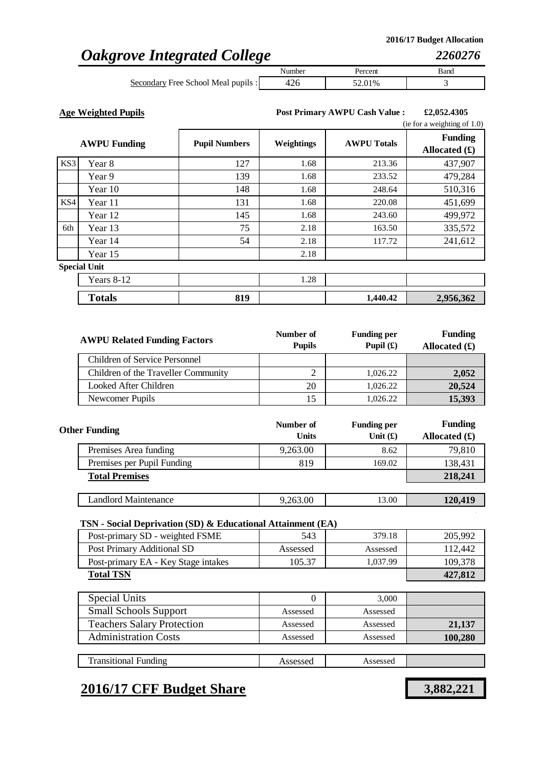**2016/17 Budget Allocation**

# *Oakgrove Integrated College* *2260276*

| | Number | Percent | Band |
|---|---|---|---|
| Secondary Free School Meal pupils : | 426 | 52.01% | 3 |

**Age Weighted Pupils**

**Post Primary AWPU Cash Value : £2,052.4305**
(ie for a weighting of 1.0)

| | AWPU Funding | Pupil Numbers | Weightings | AWPU Totals | Funding Allocated (£) |
|---|---|---|---|---|---|
| KS3 | Year 8 | 127 | 1.68 | 213.36 | 437,907 |
| | Year 9 | 139 | 1.68 | 233.52 | 479,284 |
| | Year 10 | 148 | 1.68 | 248.64 | 510,316 |
| KS4 | Year 11 | 131 | 1.68 | 220.08 | 451,699 |
| | Year 12 | 145 | 1.68 | 243.60 | 499,972 |
| 6th | Year 13 | 75 | 2.18 | 163.50 | 335,572 |
| | Year 14 | 54 | 2.18 | 117.72 | 241,612 |
| | Year 15 | | 2.18 | | |
| **Special Unit** | | | | | |
| | Years 8-12 | | 1.28 | | |
| | **Totals** | **819** | | **1,440.42** | **2,956,362** |

| AWPU Related Funding Factors | Number of Pupils | Funding per Pupil (£) | Funding Allocated (£) |
|---|---|---|---|
| Children of Service Personnel | | | |
| Children of the Traveller Community | 2 | 1,026.22 | **2,052** |
| Looked After Children | 20 | 1,026.22 | **20,524** |
| Newcomer Pupils | 15 | 1,026.22 | **15,393** |

| Other Funding | Number of Units | Funding per Unit (£) | Funding Allocated (£) |
|---|---|---|---|
| Premises Area funding | 9,263.00 | 8.62 | 79,810 |
| Premises per Pupil Funding | 819 | 169.02 | 138,431 |
| **Total Premises** | | | **218,241** |
| Landlord Maintenance | 9,263.00 | 13.00 | **120,419** |
| **TSN - Social Deprivation (SD) & Educational Attainment (EA)** | | | |
| Post-primary SD - weighted FSME | 543 | 379.18 | 205,992 |
| Post Primary Additional SD | Assessed | Assessed | 112,442 |
| Post-primary EA - Key Stage intakes | 105.37 | 1,037.99 | 109,378 |
| **Total TSN** | | | **427,812** |
| Special Units | 0 | 3,000 | |
| Small Schools Support | Assessed | Assessed | |
| Teachers Salary Protection | Assessed | Assessed | **21,137** |
| Administration Costs | Assessed | Assessed | **100,280** |
| Transitional Funding | Assessed | Assessed | |

## 2016/17 CFF Budget Share **3,882,221**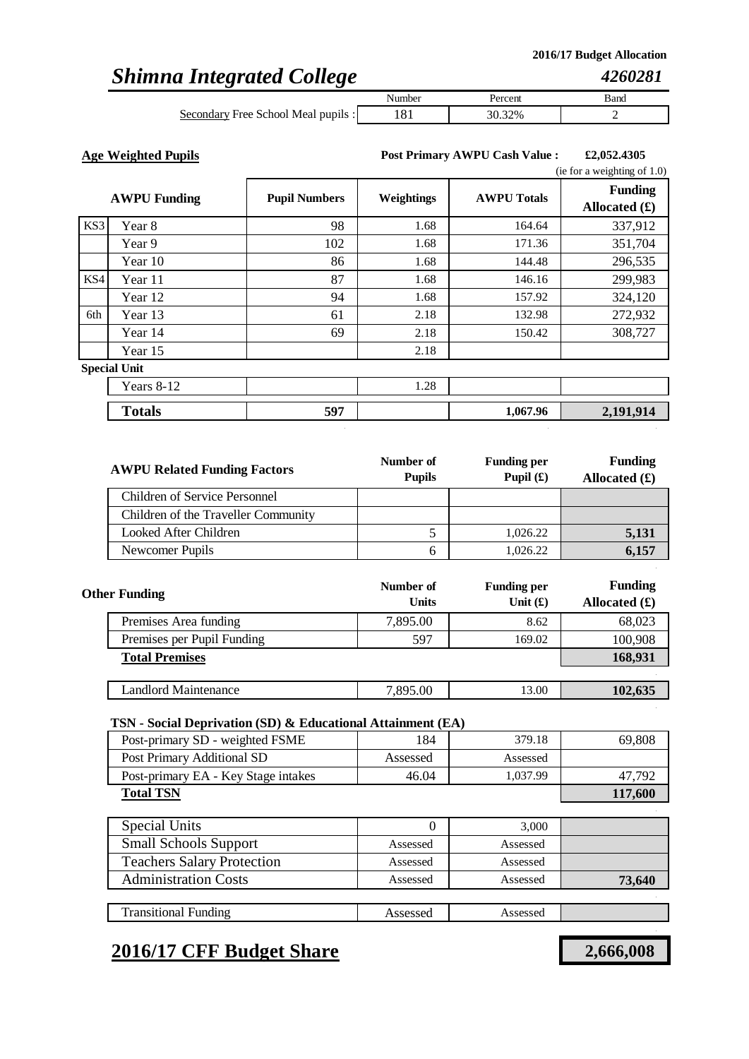2016/17 Budget Allocation

# *Shimna Integrated College* — *4260281*

| | Number | Percent | Band |
|---|---|---|---|
| Secondary Free School Meal pupils : | 181 | 30.32% | 2 |

**Age Weighted Pupils**

**Post Primary AWPU Cash Value : £2,052.4305** (ie for a weighting of 1.0)

| | AWPU Funding | Pupil Numbers | Weightings | AWPU Totals | Funding Allocated (£) |
|---|---|---|---|---|---|
| KS3 | Year 8 | 98 | 1.68 | 164.64 | 337,912 |
| | Year 9 | 102 | 1.68 | 171.36 | 351,704 |
| | Year 10 | 86 | 1.68 | 144.48 | 296,535 |
| KS4 | Year 11 | 87 | 1.68 | 146.16 | 299,983 |
| | Year 12 | 94 | 1.68 | 157.92 | 324,120 |
| 6th | Year 13 | 61 | 2.18 | 132.98 | 272,932 |
| | Year 14 | 69 | 2.18 | 150.42 | 308,727 |
| | Year 15 | | 2.18 | | |
| Special Unit | | | | | |
| | Years 8-12 | | 1.28 | | |
| | **Totals** | **597** | | **1,067.96** | **2,191,914** |

| AWPU Related Funding Factors | Number of Pupils | Funding per Pupil (£) | Funding Allocated (£) |
|---|---|---|---|
| Children of Service Personnel | | | |
| Children of the Traveller Community | | | |
| Looked After Children | 5 | 1,026.22 | **5,131** |
| Newcomer Pupils | 6 | 1,026.22 | **6,157** |

| Other Funding | Number of Units | Funding per Unit (£) | Funding Allocated (£) |
|---|---|---|---|
| Premises Area funding | 7,895.00 | 8.62 | 68,023 |
| Premises per Pupil Funding | 597 | 169.02 | 100,908 |
| **Total Premises** | | | **168,931** |
| Landlord Maintenance | 7,895.00 | 13.00 | **102,635** |
| **TSN - Social Deprivation (SD) & Educational Attainment (EA)** | | | |
| Post-primary SD - weighted FSME | 184 | 379.18 | 69,808 |
| Post Primary Additional SD | Assessed | Assessed | |
| Post-primary EA - Key Stage intakes | 46.04 | 1,037.99 | 47,792 |
| **Total TSN** | | | **117,600** |
| Special Units | 0 | 3,000 | |
| Small Schools Support | Assessed | Assessed | |
| Teachers Salary Protection | Assessed | Assessed | |
| Administration Costs | Assessed | Assessed | **73,640** |
| Transitional Funding | Assessed | Assessed | |

## **2016/17 CFF Budget Share** — **2,666,008**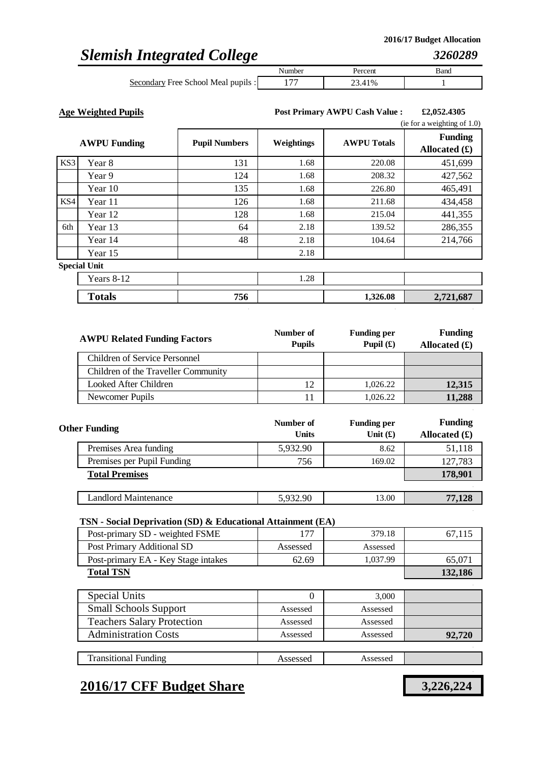2016/17 Budget Allocation

# *Slemish Integrated College* *3260289*

| | Number | Percent | Band |
|---|---|---|---|
| Secondary Free School Meal pupils : | 177 | 23.41% | 1 |

**Age Weighted Pupils**

**Post Primary AWPU Cash Value : £2,052.4305** (ie for a weighting of 1.0)

| | AWPU Funding | Pupil Numbers | Weightings | AWPU Totals | Funding Allocated (£) |
|---|---|---|---|---|---|
| KS3 | Year 8 | 131 | 1.68 | 220.08 | 451,699 |
| | Year 9 | 124 | 1.68 | 208.32 | 427,562 |
| | Year 10 | 135 | 1.68 | 226.80 | 465,491 |
| KS4 | Year 11 | 126 | 1.68 | 211.68 | 434,458 |
| | Year 12 | 128 | 1.68 | 215.04 | 441,355 |
| 6th | Year 13 | 64 | 2.18 | 139.52 | 286,355 |
| | Year 14 | 48 | 2.18 | 104.64 | 214,766 |
| | Year 15 | | 2.18 | | |
| Special Unit | | | | | |
| | Years 8-12 | | 1.28 | | |
| | **Totals** | **756** | | **1,326.08** | **2,721,687** |

| AWPU Related Funding Factors | Number of Pupils | Funding per Pupil (£) | Funding Allocated (£) |
|---|---|---|---|
| Children of Service Personnel | | | |
| Children of the Traveller Community | | | |
| Looked After Children | 12 | 1,026.22 | **12,315** |
| Newcomer Pupils | 11 | 1,026.22 | **11,288** |

| Other Funding | Number of Units | Funding per Unit (£) | Funding Allocated (£) |
|---|---|---|---|
| Premises Area funding | 5,932.90 | 8.62 | 51,118 |
| Premises per Pupil Funding | 756 | 169.02 | 127,783 |
| **Total Premises** | | | **178,901** |
| Landlord Maintenance | 5,932.90 | 13.00 | **77,128** |

**TSN - Social Deprivation (SD) & Educational Attainment (EA)**

| | | | |
|---|---|---|---|
| Post-primary SD - weighted FSME | 177 | 379.18 | 67,115 |
| Post Primary Additional SD | Assessed | Assessed | |
| Post-primary EA - Key Stage intakes | 62.69 | 1,037.99 | 65,071 |
| **Total TSN** | | | **132,186** |

| | | | |
|---|---|---|---|
| Special Units | 0 | 3,000 | |
| Small Schools Support | Assessed | Assessed | |
| Teachers Salary Protection | Assessed | Assessed | |
| Administration Costs | Assessed | Assessed | **92,720** |
| Transitional Funding | Assessed | Assessed | |

## **2016/17 CFF Budget Share** **3,226,224**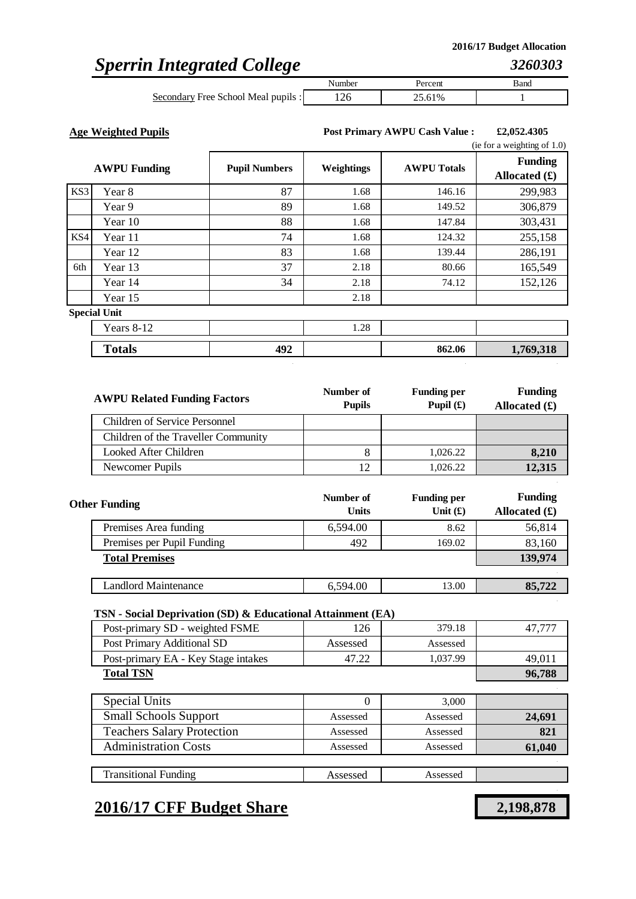2016/17 Budget Allocation

# *Sperrin Integrated College* *3260303*

| | Number | Percent | Band |
|---|---|---|---|
| Secondary Free School Meal pupils : | 126 | 25.61% | 1 |

**Age Weighted Pupils**

**Post Primary AWPU Cash Value : £2,052.4305** (ie for a weighting of 1.0)

| | AWPU Funding | Pupil Numbers | Weightings | AWPU Totals | Funding Allocated (£) |
|---|---|---|---|---|---|
| KS3 | Year 8 | 87 | 1.68 | 146.16 | 299,983 |
| | Year 9 | 89 | 1.68 | 149.52 | 306,879 |
| | Year 10 | 88 | 1.68 | 147.84 | 303,431 |
| KS4 | Year 11 | 74 | 1.68 | 124.32 | 255,158 |
| | Year 12 | 83 | 1.68 | 139.44 | 286,191 |
| 6th | Year 13 | 37 | 2.18 | 80.66 | 165,549 |
| | Year 14 | 34 | 2.18 | 74.12 | 152,126 |
| | Year 15 | | 2.18 | | |
| Special Unit | | | | | |
| | Years 8-12 | | 1.28 | | |
| | **Totals** | **492** | | **862.06** | **1,769,318** |

| AWPU Related Funding Factors | Number of Pupils | Funding per Pupil (£) | Funding Allocated (£) |
|---|---|---|---|
| Children of Service Personnel | | | |
| Children of the Traveller Community | | | |
| Looked After Children | 8 | 1,026.22 | **8,210** |
| Newcomer Pupils | 12 | 1,026.22 | **12,315** |

| Other Funding | Number of Units | Funding per Unit (£) | Funding Allocated (£) |
|---|---|---|---|
| Premises Area funding | 6,594.00 | 8.62 | 56,814 |
| Premises per Pupil Funding | 492 | 169.02 | 83,160 |
| **Total Premises** | | | **139,974** |
| Landlord Maintenance | 6,594.00 | 13.00 | **85,722** |

**TSN - Social Deprivation (SD) & Educational Attainment (EA)**

| | | | |
|---|---|---|---|
| Post-primary SD - weighted FSME | 126 | 379.18 | 47,777 |
| Post Primary Additional SD | Assessed | Assessed | |
| Post-primary EA - Key Stage intakes | 47.22 | 1,037.99 | 49,011 |
| **Total TSN** | | | **96,788** |

| | | | |
|---|---|---|---|
| Special Units | 0 | 3,000 | |
| Small Schools Support | Assessed | Assessed | **24,691** |
| Teachers Salary Protection | Assessed | Assessed | **821** |
| Administration Costs | Assessed | Assessed | **61,040** |
| Transitional Funding | Assessed | Assessed | |

## **2016/17 CFF Budget Share** **2,198,878**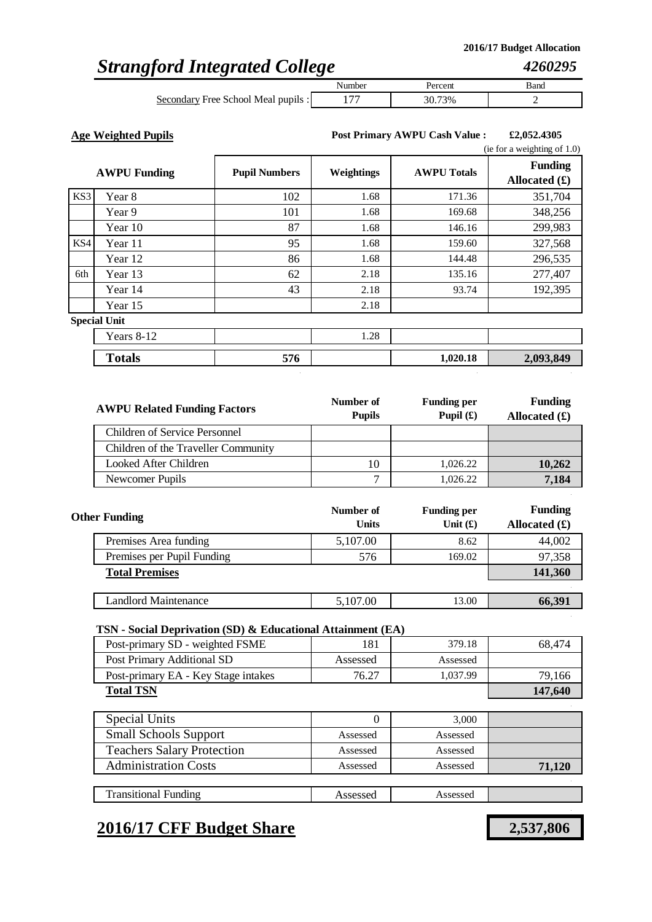2016/17 Budget Allocation

# *Strangford Integrated College* *4260295*

| | Number | Percent | Band |
|---|---|---|---|
| Secondary Free School Meal pupils : | 177 | 30.73% | 2 |

**Age Weighted Pupils**

**Post Primary AWPU Cash Value : £2,052.4305**
(ie for a weighting of 1.0)

| | AWPU Funding | Pupil Numbers | Weightings | AWPU Totals | Funding Allocated (£) |
|---|---|---|---|---|---|
| KS3 | Year 8 | 102 | 1.68 | 171.36 | 351,704 |
| | Year 9 | 101 | 1.68 | 169.68 | 348,256 |
| | Year 10 | 87 | 1.68 | 146.16 | 299,983 |
| KS4 | Year 11 | 95 | 1.68 | 159.60 | 327,568 |
| | Year 12 | 86 | 1.68 | 144.48 | 296,535 |
| 6th | Year 13 | 62 | 2.18 | 135.16 | 277,407 |
| | Year 14 | 43 | 2.18 | 93.74 | 192,395 |
| | Year 15 | | 2.18 | | |
| **Special Unit** | | | | | |
| | Years 8-12 | | 1.28 | | |
| | **Totals** | **576** | | **1,020.18** | **2,093,849** |

| AWPU Related Funding Factors | Number of Pupils | Funding per Pupil (£) | Funding Allocated (£) |
|---|---|---|---|
| Children of Service Personnel | | | |
| Children of the Traveller Community | | | |
| Looked After Children | 10 | 1,026.22 | **10,262** |
| Newcomer Pupils | 7 | 1,026.22 | **7,184** |

| Other Funding | Number of Units | Funding per Unit (£) | Funding Allocated (£) |
|---|---|---|---|
| Premises Area funding | 5,107.00 | 8.62 | 44,002 |
| Premises per Pupil Funding | 576 | 169.02 | 97,358 |
| **Total Premises** | | | **141,360** |
| Landlord Maintenance | 5,107.00 | 13.00 | **66,391** |

**TSN - Social Deprivation (SD) & Educational Attainment (EA)**

| | | | |
|---|---|---|---|
| Post-primary SD - weighted FSME | 181 | 379.18 | 68,474 |
| Post Primary Additional SD | Assessed | Assessed | |
| Post-primary EA - Key Stage intakes | 76.27 | 1,037.99 | 79,166 |
| **Total TSN** | | | **147,640** |

| | | | |
|---|---|---|---|
| Special Units | 0 | 3,000 | |
| Small Schools Support | Assessed | Assessed | |
| Teachers Salary Protection | Assessed | Assessed | |
| Administration Costs | Assessed | Assessed | **71,120** |
| Transitional Funding | Assessed | Assessed | |

## **2016/17 CFF Budget Share** **2,537,806**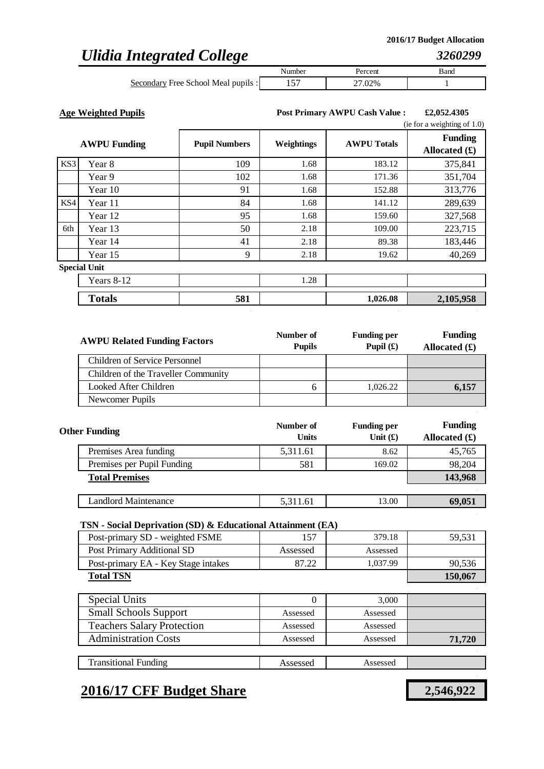2016/17 Budget Allocation

# *Ulidia Integrated College*

***3260299***

| | Number | Percent | Band |
|---|---|---|---|
| Secondary Free School Meal pupils : | 157 | 27.02% | 1 |

**Age Weighted Pupils**

**Post Primary AWPU Cash Value : £2,052.4305**
(ie for a weighting of 1.0)

| | AWPU Funding | Pupil Numbers | Weightings | AWPU Totals | Funding Allocated (£) |
|---|---|---|---|---|---|
| KS3 | Year 8 | 109 | 1.68 | 183.12 | 375,841 |
| | Year 9 | 102 | 1.68 | 171.36 | 351,704 |
| | Year 10 | 91 | 1.68 | 152.88 | 313,776 |
| KS4 | Year 11 | 84 | 1.68 | 141.12 | 289,639 |
| | Year 12 | 95 | 1.68 | 159.60 | 327,568 |
| 6th | Year 13 | 50 | 2.18 | 109.00 | 223,715 |
| | Year 14 | 41 | 2.18 | 89.38 | 183,446 |
| | Year 15 | 9 | 2.18 | 19.62 | 40,269 |
| **Special Unit** | | | | | |
| | Years 8-12 | | 1.28 | | |
| | **Totals** | **581** | | **1,026.08** | **2,105,958** |

| AWPU Related Funding Factors | Number of Pupils | Funding per Pupil (£) | Funding Allocated (£) |
|---|---|---|---|
| Children of Service Personnel | | | |
| Children of the Traveller Community | | | |
| Looked After Children | 6 | 1,026.22 | **6,157** |
| Newcomer Pupils | | | |

| Other Funding | Number of Units | Funding per Unit (£) | Funding Allocated (£) |
|---|---|---|---|
| Premises Area funding | 5,311.61 | 8.62 | 45,765 |
| Premises per Pupil Funding | 581 | 169.02 | 98,204 |
| **Total Premises** | | | **143,968** |
| Landlord Maintenance | 5,311.61 | 13.00 | **69,051** |

**TSN - Social Deprivation (SD) & Educational Attainment (EA)**

| | | | |
|---|---|---|---|
| Post-primary SD - weighted FSME | 157 | 379.18 | 59,531 |
| Post Primary Additional SD | Assessed | Assessed | |
| Post-primary EA - Key Stage intakes | 87.22 | 1,037.99 | 90,536 |
| **Total TSN** | | | **150,067** |

| | | | |
|---|---|---|---|
| Special Units | 0 | 3,000 | |
| Small Schools Support | Assessed | Assessed | |
| Teachers Salary Protection | Assessed | Assessed | |
| Administration Costs | Assessed | Assessed | **71,720** |
| Transitional Funding | Assessed | Assessed | |

## **2016/17 CFF Budget Share** — **2,546,922**